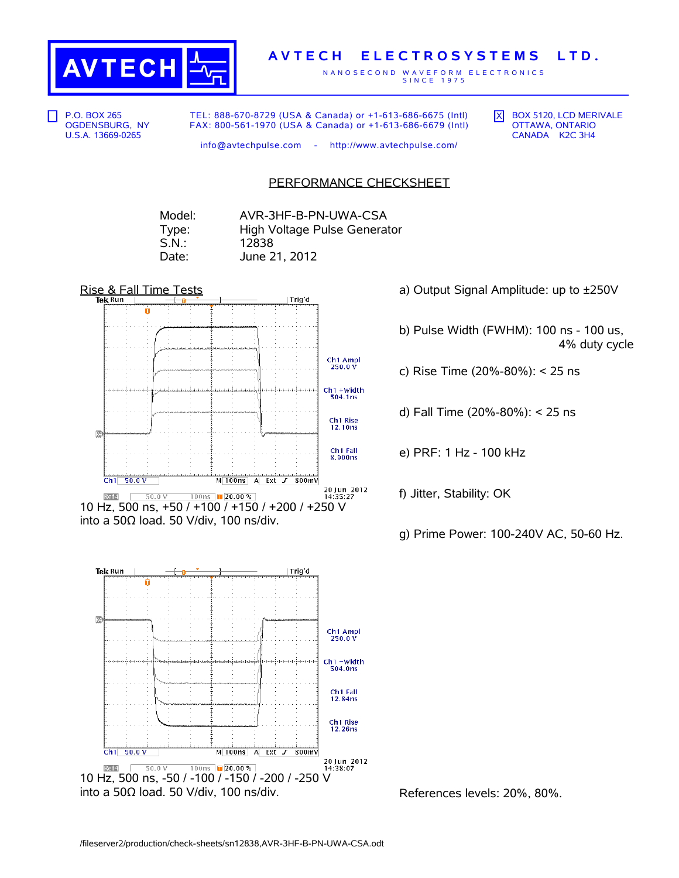# AVTECH ELECTROSYSTEMS LTD.

NANOSECOND WAVEFORM ELECTRONICS SINCE 1975

☐ P.O. BOX 265
OGDENSBURG, NY
U.S.A. 13669-0265

TEL: 888-670-8729 (USA & Canada) or +1-613-686-6675 (Intl)
FAX: 800-561-1970 (USA & Canada) or +1-613-686-6679 (Intl)

info@avtechpulse.com - http://www.avtechpulse.com/

☒ BOX 5120, LCD MERIVALE
OTTAWA, ONTARIO
CANADA K2C 3H4

## PERFORMANCE CHECKSHEET

| | |
|---|---|
| Model: | AVR-3HF-B-PN-UWA-CSA |
| Type: | High Voltage Pulse Generator |
| S.N.: | 12838 |
| Date: | June 21, 2012 |

### Rise & Fall Time Tests

Tek Run Trig'd

Ch1 Ampl 250.0 V
Ch1 +Width 504.1ns
Ch1 Rise 12.10ns
Ch1 Fall 8.900ns

Ch1 50.0 V M 100ns A Ext 800mV
Ref4 50.0 V 100ns 20.00 %
20 Jun 2012 14:35:27

10 Hz, 500 ns, +50 / +100 / +150 / +200 / +250 V
into a 50Ω load. 50 V/div, 100 ns/div.

Tek Run Trig'd

Ch1 Ampl 250.0 V
Ch1 −Width 504.0ns
Ch1 Fall 12.84ns
Ch1 Rise 12.26ns

Ch1 50.0 V M 100ns A Ext 800mV
Ref4 50.0 V 100ns 20.00 %
20 Jun 2012 14:38:07

10 Hz, 500 ns, -50 / -100 / -150 / -200 / -250 V
into a 50Ω load. 50 V/div, 100 ns/div.

a) Output Signal Amplitude: up to ±250V

b) Pulse Width (FWHM): 100 ns - 100 us, 4% duty cycle

c) Rise Time (20%-80%): < 25 ns

d) Fall Time (20%-80%): < 25 ns

e) PRF: 1 Hz - 100 kHz

f) Jitter, Stability: OK

g) Prime Power: 100-240V AC, 50-60 Hz.

References levels: 20%, 80%.

/fileserver2/production/check-sheets/sn12838,AVR-3HF-B-PN-UWA-CSA.odt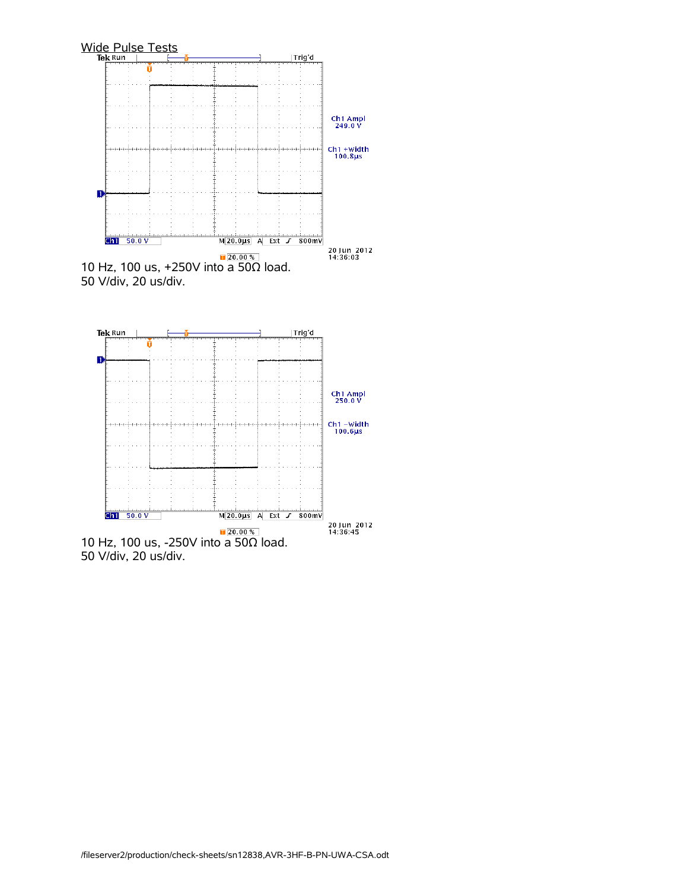Wide Pulse Tests

Tek Run

Trig'd

Ch1 Ampl
249.0 V

Ch1 +Width
100.8μs

Ch1 50.0 V M 20.0μs A Ext ∫ 800mV

20.00 %

20 Jun 2012
14:36:03

10 Hz, 100 us, +250V into a 50Ω load.
50 V/div, 20 us/div.

Tek Run

Trig'd

Ch1 Ampl
250.0 V

Ch1 −Width
100.6μs

Ch1 50.0 V M 20.0μs A Ext ∫ 800mV

20.00 %

20 Jun 2012
14:36:45

10 Hz, 100 us, -250V into a 50Ω load.
50 V/div, 20 us/div.

/fileserver2/production/check-sheets/sn12838,AVR-3HF-B-PN-UWA-CSA.odt